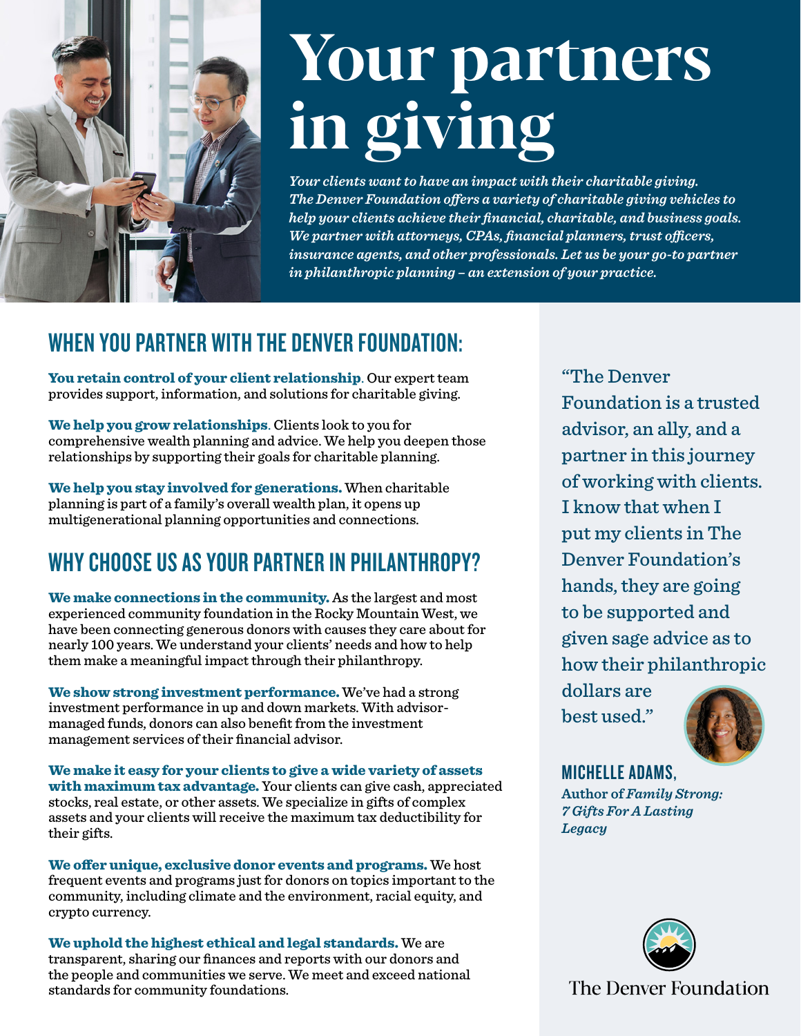# Your partners in giving

*Your clients want to have an impact with their charitable giving. The Denver Foundation offers a variety of charitable giving vehicles to help your clients achieve their financial, charitable, and business goals. We partner with attorneys, CPAs, financial planners, trust officers, insurance agents, and other professionals. Let us be your go-to partner in philanthropic planning – an extension of your practice.*

## WHEN YOU PARTNER WITH THE DENVER FOUNDATION:

**You retain control of your client relationship**. Our expert team provides support, information, and solutions for charitable giving.

**We help you grow relationships**. Clients look to you for comprehensive wealth planning and advice. We help you deepen those relationships by supporting their goals for charitable planning.

**We help you stay involved for generations.** When charitable planning is part of a family's overall wealth plan, it opens up multigenerational planning opportunities and connections.

## WHY CHOOSE US AS YOUR PARTNER IN PHILANTHROPY?

**We make connections in the community.** As the largest and most experienced community foundation in the Rocky Mountain West, we have been connecting generous donors with causes they care about for nearly 100 years. We understand your clients' needs and how to help them make a meaningful impact through their philanthropy.

**We show strong investment performance.** We've had a strong investment performance in up and down markets. With advisor-managed funds, donors can also benefit from the investment management services of their financial advisor.

**We make it easy for your clients to give a wide variety of assets with maximum tax advantage.** Your clients can give cash, appreciated stocks, real estate, or other assets. We specialize in gifts of complex assets and your clients will receive the maximum tax deductibility for their gifts.

**We offer unique, exclusive donor events and programs.** We host frequent events and programs just for donors on topics important to the community, including climate and the environment, racial equity, and crypto currency.

**We uphold the highest ethical and legal standards.** We are transparent, sharing our finances and reports with our donors and the people and communities we serve. We meet and exceed national standards for community foundations.

> "The Denver Foundation is a trusted advisor, an ally, and a partner in this journey of working with clients. I know that when I put my clients in The Denver Foundation's hands, they are going to be supported and given sage advice as to how their philanthropic dollars are best used."

**MICHELLE ADAMS,**
**Author of *Family Strong: 7 Gifts For A Lasting Legacy***

The Denver Foundation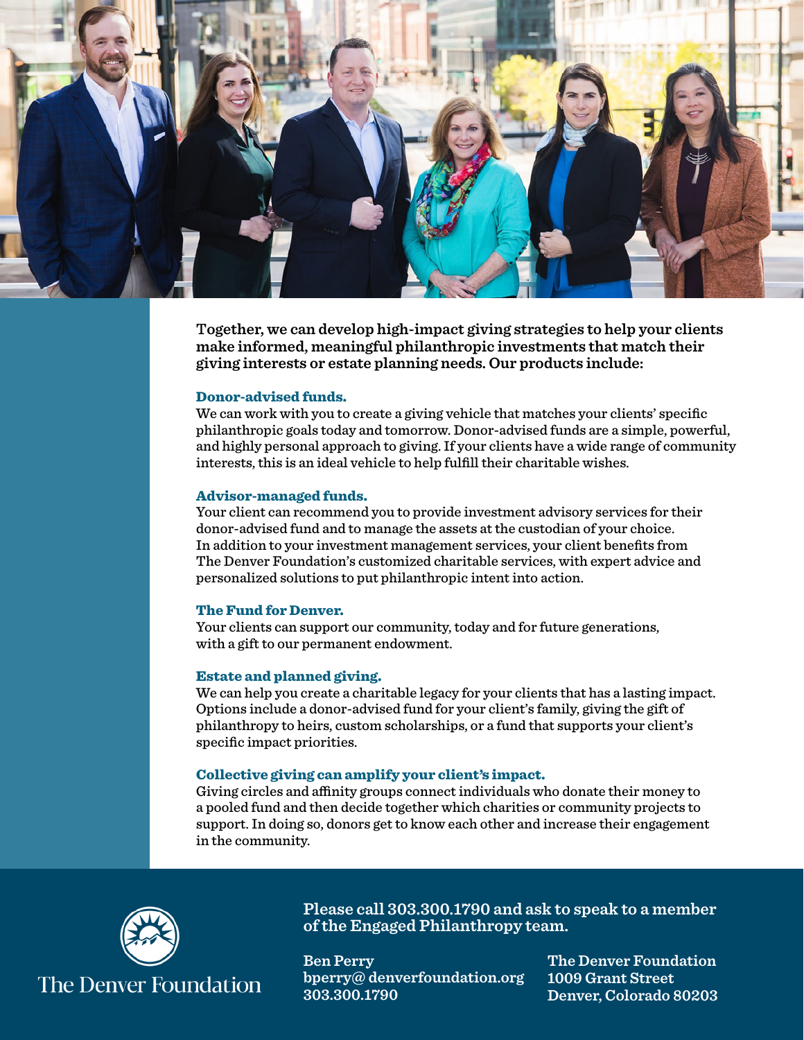**Together, we can develop high-impact giving strategies to help your clients make informed, meaningful philanthropic investments that match their giving interests or estate planning needs. Our products include:**

### Donor-advised funds.

We can work with you to create a giving vehicle that matches your clients' specific philanthropic goals today and tomorrow. Donor-advised funds are a simple, powerful, and highly personal approach to giving. If your clients have a wide range of community interests, this is an ideal vehicle to help fulfill their charitable wishes.

### Advisor-managed funds.

Your client can recommend you to provide investment advisory services for their donor-advised fund and to manage the assets at the custodian of your choice. In addition to your investment management services, your client benefits from The Denver Foundation's customized charitable services, with expert advice and personalized solutions to put philanthropic intent into action.

### The Fund for Denver.

Your clients can support our community, today and for future generations, with a gift to our permanent endowment.

### Estate and planned giving.

We can help you create a charitable legacy for your clients that has a lasting impact. Options include a donor-advised fund for your client's family, giving the gift of philanthropy to heirs, custom scholarships, or a fund that supports your client's specific impact priorities.

### Collective giving can amplify your client's impact.

Giving circles and affinity groups connect individuals who donate their money to a pooled fund and then decide together which charities or community projects to support. In doing so, donors get to know each other and increase their engagement in the community.

The Denver Foundation

**Please call 303.300.1790 and ask to speak to a member of the Engaged Philanthropy team.**

**Ben Perry**
**bperry@ denverfoundation.org**
**303.300.1790**

**The Denver Foundation**
**1009 Grant Street**
**Denver, Colorado 80203**